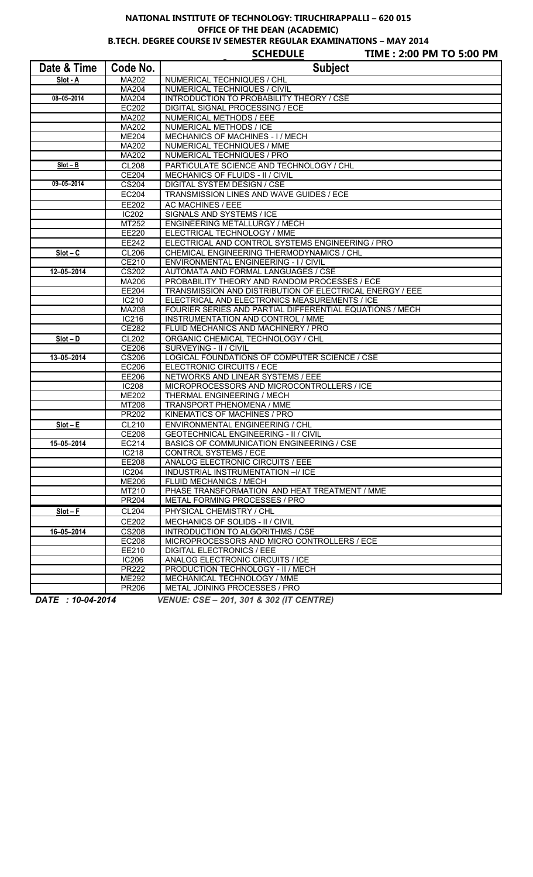**NATIONAL INSTITUTE OF TECHNOLOGY: TIRUCHIRAPPALLI – 620 015**

**OFFICE OF THE DEAN (ACADEMIC)**

**B.TECH. DEGREE COURSE IV SEMESTER REGULAR EXAMINATIONS – MAY 2014**

**SCHEDULE** **TIME : 2:00 PM TO 5:00 PM**

| Date & Time | Code No. | Subject |
|---|---|---|
| Slot - A | MA202 | NUMERICAL TECHNIQUES / CHL |
| | MA204 | NUMERICAL TECHNIQUES / CIVIL |
| 08–05–2014 | MA204 | INTRODUCTION TO PROBABILITY THEORY / CSE |
| | EC202 | DIGITAL SIGNAL PROCESSING / ECE |
| | MA202 | NUMERICAL METHODS / EEE |
| | MA202 | NUMERICAL METHODS / ICE |
| | ME204 | MECHANICS OF MACHINES - I / MECH |
| | MA202 | NUMERICAL TECHNIQUES / MME |
| | MA202 | NUMERICAL TECHNIQUES / PRO |
| Slot – B | CL208 | PARTICULATE SCIENCE AND TECHNOLOGY / CHL |
| | CE204 | MECHANICS OF FLUIDS - II / CIVIL |
| 09–05–2014 | CS204 | DIGITAL SYSTEM DESIGN / CSE |
| | EC204 | TRANSMISSION LINES AND WAVE GUIDES / ECE |
| | EE202 | AC MACHINES / EEE |
| | IC202 | SIGNALS AND SYSTEMS / ICE |
| | MT252 | ENGINEERING METALLURGY / MECH |
| | EE220 | ELECTRICAL TECHNOLOGY / MME |
| | EE242 | ELECTRICAL AND CONTROL SYSTEMS ENGINEERING / PRO |
| Slot – C | CL206 | CHEMICAL ENGINEERING THERMODYNAMICS / CHL |
| | CE210 | ENVIRONMENTAL ENGINEERING - I / CIVIL |
| 12–05–2014 | CS202 | AUTOMATA AND FORMAL LANGUAGES / CSE |
| | MA206 | PROBABILITY THEORY AND RANDOM PROCESSES / ECE |
| | EE204 | TRANSMISSION AND DISTRIBUTION OF ELECTRICAL ENERGY / EEE |
| | IC210 | ELECTRICAL AND ELECTRONICS MEASUREMENTS / ICE |
| | MA208 | FOURIER SERIES AND PARTIAL DIFFERENTIAL EQUATIONS / MECH |
| | IC216 | INSTRUMENTATION AND CONTROL / MME |
| | CE282 | FLUID MECHANICS AND MACHINERY / PRO |
| Slot – D | CL202 | ORGANIC CHEMICAL TECHNOLOGY / CHL |
| | CE206 | SURVEYING - II / CIVIL |
| 13–05–2014 | CS206 | LOGICAL FOUNDATIONS OF COMPUTER SCIENCE / CSE |
| | EC206 | ELECTRONIC CIRCUITS / ECE |
| | EE206 | NETWORKS AND LINEAR SYSTEMS / EEE |
| | IC208 | MICROPROCESSORS AND MICROCONTROLLERS / ICE |
| | ME202 | THERMAL ENGINEERING / MECH |
| | MT208 | TRANSPORT PHENOMENA / MME |
| | PR202 | KINEMATICS OF MACHINES / PRO |
| Slot – E | CL210 | ENVIRONMENTAL ENGINEERING / CHL |
| | CE208 | GEOTECHNICAL ENGINEERING - II / CIVIL |
| 15–05–2014 | EC214 | BASICS OF COMMUNICATION ENGINEERING / CSE |
| | IC218 | CONTROL SYSTEMS / ECE |
| | EE208 | ANALOG ELECTRONIC CIRCUITS / EEE |
| | IC204 | INDUSTRIAL INSTRUMENTATION –I/ ICE |
| | ME206 | FLUID MECHANICS / MECH |
| | MT210 | PHASE TRANSFORMATION AND HEAT TREATMENT / MME |
| | PR204 | METAL FORMING PROCESSES / PRO |
| Slot – F | CL204 | PHYSICAL CHEMISTRY / CHL |
| | CE202 | MECHANICS OF SOLIDS - II / CIVIL |
| 16–05–2014 | CS208 | INTRODUCTION TO ALGORITHMS / CSE |
| | EC208 | MICROPROCESSORS AND MICRO CONTROLLERS / ECE |
| | EE210 | DIGITAL ELECTRONICS / EEE |
| | IC206 | ANALOG ELECTRONIC CIRCUITS / ICE |
| | PR222 | PRODUCTION TECHNOLOGY - II / MECH |
| | ME292 | MECHANICAL TECHNOLOGY / MME |
| | PR206 | METAL JOINING PROCESSES / PRO |

***DATE : 10-04-2014*** ***VENUE: CSE – 201, 301 & 302 (IT CENTRE)***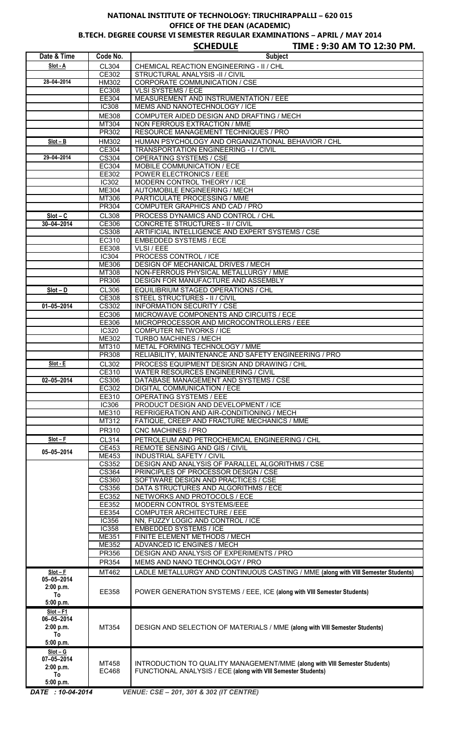**NATIONAL INSTITUTE OF TECHNOLOGY: TIRUCHIRAPPALLI – 620 015**
**OFFICE OF THE DEAN (ACADEMIC)**
**B.TECH. DEGREE COURSE VI SEMESTER REGULAR EXAMINATIONS – APRIL / MAY 2014**

**SCHEDULE** **TIME : 9:30 AM TO 12:30 PM.**

| Date & Time | Code No. | Subject |
|---|---|---|
| Slot - A | CL304 | CHEMICAL REACTION ENGINEERING - II / CHL |
| | CE302 | STRUCTURAL ANALYSIS -II / CIVIL |
| 28–04–2014 | HM302 | CORPORATE COMMUNICATION / CSE |
| | EC308 | VLSI SYSTEMS / ECE |
| | EE304 | MEASUREMENT AND INSTRUMENTATION / EEE |
| | IC308 | MEMS AND NANOTECHNOLOGY / ICE |
| | ME308 | COMPUTER AIDED DESIGN AND DRAFTING / MECH |
| | MT304 | NON FERROUS EXTRACTION / MME |
| | PR302 | RESOURCE MANAGEMENT TECHNIQUES / PRO |
| Slot – B | HM302 | HUMAN PSYCHOLOGY AND ORGANIZATIONAL BEHAVIOR / CHL |
| | CE304 | TRANSPORTATION ENGINEERING - I / CIVIL |
| 29–04–2014 | CS304 | OPERATING SYSTEMS / CSE |
| | EC304 | MOBILE COMMUNICATION / ECE |
| | EE302 | POWER ELECTRONICS / EEE |
| | IC302 | MODERN CONTROL THEORY / ICE |
| | ME304 | AUTOMOBILE ENGINEERING / MECH |
| | MT306 | PARTICULATE PROCESSING / MME |
| | PR304 | COMPUTER GRAPHICS AND CAD / PRO |
| Slot – C | CL308 | PROCESS DYNAMICS AND CONTROL / CHL |
| 30–04–2014 | CE306 | CONCRETE STRUCTURES - II / CIVIL |
| | CS308 | ARTIFICIAL INTELLIGENCE AND EXPERT SYSTEMS / CSE |
| | EC310 | EMBEDDED SYSTEMS / ECE |
| | EE308 | VLSI / EEE |
| | IC304 | PROCESS CONTROL / ICE |
| | ME306 | DESIGN OF MECHANICAL DRIVES / MECH |
| | MT308 | NON-FERROUS PHYSICAL METALLURGY / MME |
| | PR306 | DESIGN FOR MANUFACTURE AND ASSEMBLY |
| Slot – D | CL306 | EQUILIBRIUM STAGED OPERATIONS / CHL |
| | CE308 | STEEL STRUCTURES - II / CIVIL |
| 01–05–2014 | CS302 | INFORMATION SECURITY / CSE |
| | EC306 | MICROWAVE COMPONENTS AND CIRCUITS / ECE |
| | EE306 | MICROPROCESSOR AND MICROCONTROLLERS / EEE |
| | IC320 | COMPUTER NETWORKS / ICE |
| | ME302 | TURBO MACHINES / MECH |
| | MT310 | METAL FORMING TECHNOLOGY / MME |
| | PR308 | RELIABILITY, MAINTENANCE AND SAFETY ENGINEERING / PRO |
| Slot - E | CL302 | PROCESS EQUIPMENT DESIGN AND DRAWING / CHL |
| | CE310 | WATER RESOURCES ENGINEERING / CIVIL |
| 02–05–2014 | CS306 | DATABASE MANAGEMENT AND SYSTEMS / CSE |
| | EC302 | DIGITAL COMMUNICATION / ECE |
| | EE310 | OPERATING SYSTEMS / EEE |
| | IC306 | PRODUCT DESIGN AND DEVELOPMENT / ICE |
| | ME310 | REFRIGERATION AND AIR-CONDITIONING / MECH |
| | MT312 | FATIQUE, CREEP AND FRACTURE MECHANICS / MME |
| | PR310 | CNC MACHINES / PRO |
| Slot – F | CL314 | PETROLEUM AND PETROCHEMICAL ENGINEERING / CHL |
| 05–05–2014 | CE453 | REMOTE SENSING AND GIS / CIVIL |
| | ME453 | INDUSTRIAL SAFETY / CIVIL |
| | CS352 | DESIGN AND ANALYSIS OF PARALLEL ALGORITHMS / CSE |
| | CS364 | PRINCIPLES OF PROCESSOR DESIGN / CSE |
| | CS360 | SOFTWARE DESIGN AND PRACTICES / CSE |
| | CS356 | DATA STRUCTURES AND ALGORITHMS / ECE |
| | EC352 | NETWORKS AND PROTOCOLS / ECE |
| | EE352 | MODERN CONTROL SYSTEMS/EEE |
| | EE354 | COMPUTER ARCHITECTURE / EEE |
| | IC356 | NN, FUZZY LOGIC AND CONTROL / ICE |
| | IC358 | EMBEDDED SYSTEMS / ICE |
| | ME351 | FINITE ELEMENT METHODS / MECH |
| | ME352 | ADVANCED IC ENGINES / MECH |
| | PR356 | DESIGN AND ANALYSIS OF EXPERIMENTS / PRO |
| | PR354 | MEMS AND NANO TECHNOLOGY / PRO |
| Slot – F 05–05–2014 2:00 p.m. To 5:00 p.m. | MT462 | LADLE METALLURGY AND CONTINUOUS CASTING / MME **(along with VIII Semester Students)** |
| | EE358 | POWER GENERATION SYSTEMS / EEE, ICE **(along with VIII Semester Students)** |
| Slot – F1 06–05–2014 2:00 p.m. To 5:00 p.m. | MT354 | DESIGN AND SELECTION OF MATERIALS / MME **(along with VIII Semester Students)** |
| Slot – G 07–05–2014 2:00 p.m. To 5:00 p.m. | MT458 | INTRODUCTION TO QUALITY MANAGEMENT/MME **(along with VIII Semester Students)** |
| | EC468 | FUNCTIONAL ANALYSIS / ECE **(along with VIII Semester Students)** |

*DATE : 10-04-2014* *VENUE: CSE – 201, 301 & 302 (IT CENTRE)*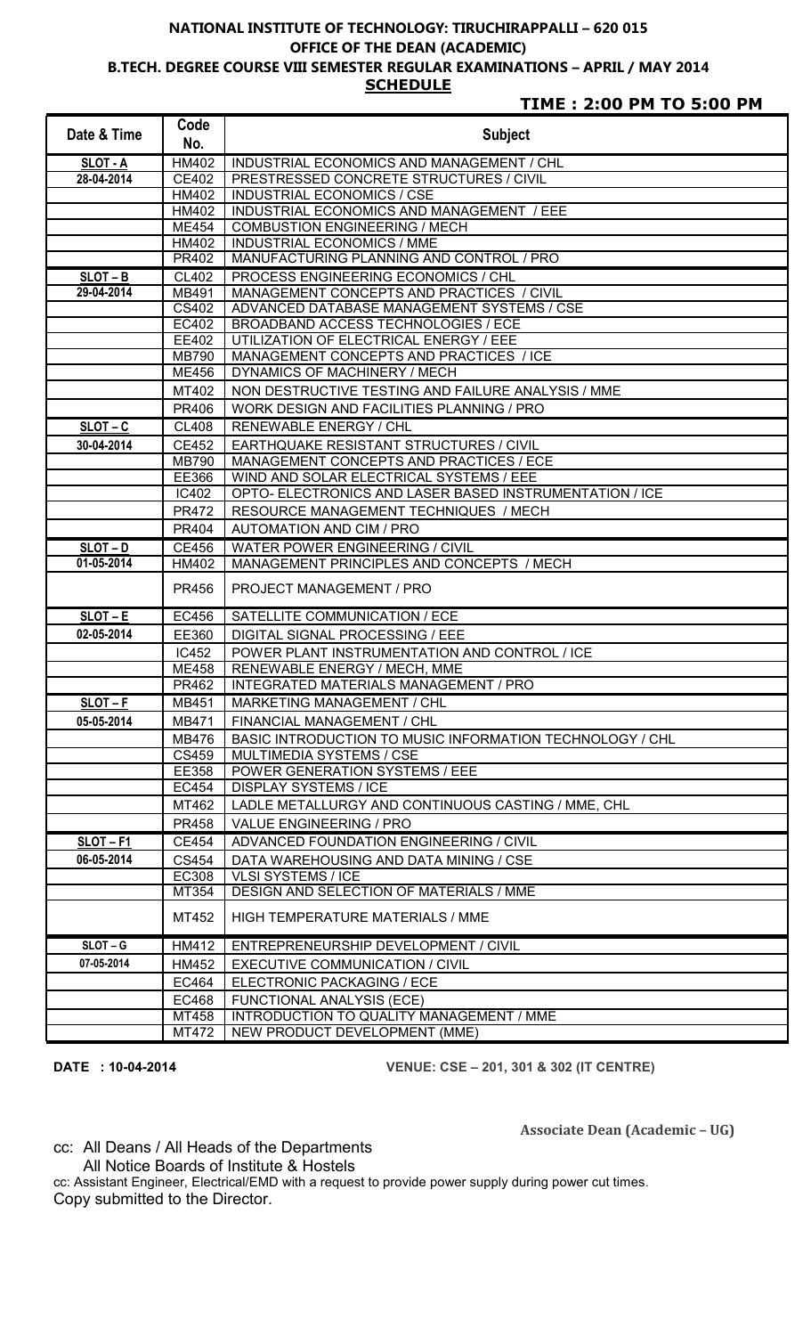**NATIONAL INSTITUTE OF TECHNOLOGY: TIRUCHIRAPPALLI – 620 015**
**OFFICE OF THE DEAN (ACADEMIC)**
**B.TECH. DEGREE COURSE VIII SEMESTER REGULAR EXAMINATIONS – APRIL / MAY 2014**
**SCHEDULE**

**TIME : 2:00 PM TO 5:00 PM**

| Date & Time | Code No. | Subject |
|---|---|---|
| **SLOT - A** | HM402 | INDUSTRIAL ECONOMICS AND MANAGEMENT / CHL |
| **28-04-2014** | CE402 | PRESTRESSED CONCRETE STRUCTURES / CIVIL |
| | HM402 | INDUSTRIAL ECONOMICS / CSE |
| | HM402 | INDUSTRIAL ECONOMICS AND MANAGEMENT / EEE |
| | ME454 | COMBUSTION ENGINEERING / MECH |
| | HM402 | INDUSTRIAL ECONOMICS / MME |
| | PR402 | MANUFACTURING PLANNING AND CONTROL / PRO |
| **SLOT – B** | CL402 | PROCESS ENGINEERING ECONOMICS / CHL |
| **29-04-2014** | MB491 | MANAGEMENT CONCEPTS AND PRACTICES / CIVIL |
| | CS402 | ADVANCED DATABASE MANAGEMENT SYSTEMS / CSE |
| | EC402 | BROADBAND ACCESS TECHNOLOGIES / ECE |
| | EE402 | UTILIZATION OF ELECTRICAL ENERGY / EEE |
| | MB790 | MANAGEMENT CONCEPTS AND PRACTICES / ICE |
| | ME456 | DYNAMICS OF MACHINERY / MECH |
| | MT402 | NON DESTRUCTIVE TESTING AND FAILURE ANALYSIS / MME |
| | PR406 | WORK DESIGN AND FACILITIES PLANNING / PRO |
| **SLOT – C** | CL408 | RENEWABLE ENERGY / CHL |
| **30-04-2014** | CE452 | EARTHQUAKE RESISTANT STRUCTURES / CIVIL |
| | MB790 | MANAGEMENT CONCEPTS AND PRACTICES / ECE |
| | EE366 | WIND AND SOLAR ELECTRICAL SYSTEMS / EEE |
| | IC402 | OPTO- ELECTRONICS AND LASER BASED INSTRUMENTATION / ICE |
| | PR472 | RESOURCE MANAGEMENT TECHNIQUES / MECH |
| | PR404 | AUTOMATION AND CIM / PRO |
| **SLOT – D** | CE456 | WATER POWER ENGINEERING / CIVIL |
| **01-05-2014** | HM402 | MANAGEMENT PRINCIPLES AND CONCEPTS / MECH |
| | PR456 | PROJECT MANAGEMENT / PRO |
| **SLOT – E** | EC456 | SATELLITE COMMUNICATION / ECE |
| **02-05-2014** | EE360 | DIGITAL SIGNAL PROCESSING / EEE |
| | IC452 | POWER PLANT INSTRUMENTATION AND CONTROL / ICE |
| | ME458 | RENEWABLE ENERGY / MECH, MME |
| | PR462 | INTEGRATED MATERIALS MANAGEMENT / PRO |
| **SLOT – F** | MB451 | MARKETING MANAGEMENT / CHL |
| **05-05-2014** | MB471 | FINANCIAL MANAGEMENT / CHL |
| | MB476 | BASIC INTRODUCTION TO MUSIC INFORMATION TECHNOLOGY / CHL |
| | CS459 | MULTIMEDIA SYSTEMS / CSE |
| | EE358 | POWER GENERATION SYSTEMS / EEE |
| | EC454 | DISPLAY SYSTEMS / ICE |
| | MT462 | LADLE METALLURGY AND CONTINUOUS CASTING / MME, CHL |
| | PR458 | VALUE ENGINEERING / PRO |
| **SLOT – F1** | CE454 | ADVANCED FOUNDATION ENGINEERING / CIVIL |
| **06-05-2014** | CS454 | DATA WAREHOUSING AND DATA MINING / CSE |
| | EC308 | VLSI SYSTEMS / ICE |
| | MT354 | DESIGN AND SELECTION OF MATERIALS / MME |
| | MT452 | HIGH TEMPERATURE MATERIALS / MME |
| **SLOT – G** | HM412 | ENTREPRENEURSHIP DEVELOPMENT / CIVIL |
| **07-05-2014** | HM452 | EXECUTIVE COMMUNICATION / CIVIL |
| | EC464 | ELECTRONIC PACKAGING / ECE |
| | EC468 | FUNCTIONAL ANALYSIS (ECE) |
| | MT458 | INTRODUCTION TO QUALITY MANAGEMENT / MME |
| | MT472 | NEW PRODUCT DEVELOPMENT (MME) |

**DATE : 10-04-2014** **VENUE: CSE – 201, 301 & 302 (IT CENTRE)**

**Associate Dean (Academic – UG)**

cc: All Deans / All Heads of the Departments
All Notice Boards of Institute & Hostels
cc: Assistant Engineer, Electrical/EMD with a request to provide power supply during power cut times.
Copy submitted to the Director.